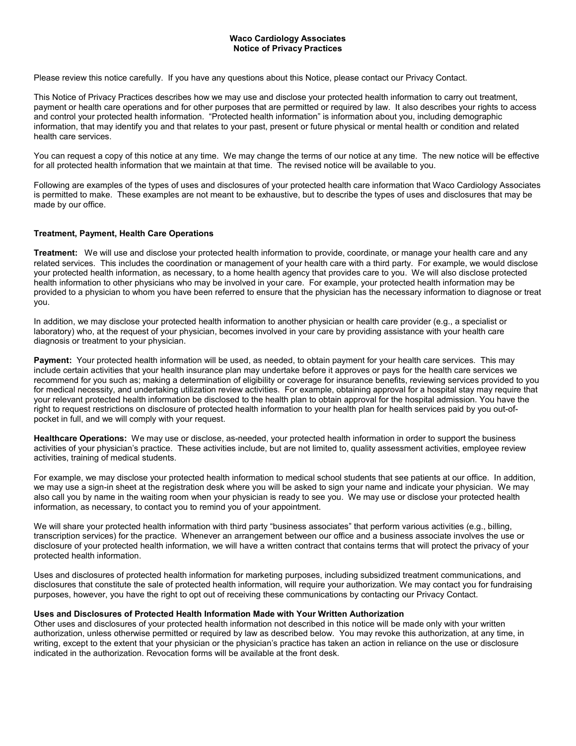**Waco Cardiology Associates**
**Notice of Privacy Practices**

Please review this notice carefully. If you have any questions about this Notice, please contact our Privacy Contact.

This Notice of Privacy Practices describes how we may use and disclose your protected health information to carry out treatment, payment or health care operations and for other purposes that are permitted or required by law. It also describes your rights to access and control your protected health information. "Protected health information" is information about you, including demographic information, that may identify you and that relates to your past, present or future physical or mental health or condition and related health care services.

You can request a copy of this notice at any time. We may change the terms of our notice at any time. The new notice will be effective for all protected health information that we maintain at that time. The revised notice will be available to you.

Following are examples of the types of uses and disclosures of your protected health care information that Waco Cardiology Associates is permitted to make. These examples are not meant to be exhaustive, but to describe the types of uses and disclosures that may be made by our office.

### Treatment, Payment, Health Care Operations

**Treatment:** We will use and disclose your protected health information to provide, coordinate, or manage your health care and any related services. This includes the coordination or management of your health care with a third party. For example, we would disclose your protected health information, as necessary, to a home health agency that provides care to you. We will also disclose protected health information to other physicians who may be involved in your care. For example, your protected health information may be provided to a physician to whom you have been referred to ensure that the physician has the necessary information to diagnose or treat you.

In addition, we may disclose your protected health information to another physician or health care provider (e.g., a specialist or laboratory) who, at the request of your physician, becomes involved in your care by providing assistance with your health care diagnosis or treatment to your physician.

**Payment:** Your protected health information will be used, as needed, to obtain payment for your health care services. This may include certain activities that your health insurance plan may undertake before it approves or pays for the health care services we recommend for you such as; making a determination of eligibility or coverage for insurance benefits, reviewing services provided to you for medical necessity, and undertaking utilization review activities. For example, obtaining approval for a hospital stay may require that your relevant protected health information be disclosed to the health plan to obtain approval for the hospital admission. You have the right to request restrictions on disclosure of protected health information to your health plan for health services paid by you out-of-pocket in full, and we will comply with your request.

**Healthcare Operations:** We may use or disclose, as-needed, your protected health information in order to support the business activities of your physician's practice. These activities include, but are not limited to, quality assessment activities, employee review activities, training of medical students.

For example, we may disclose your protected health information to medical school students that see patients at our office. In addition, we may use a sign-in sheet at the registration desk where you will be asked to sign your name and indicate your physician. We may also call you by name in the waiting room when your physician is ready to see you. We may use or disclose your protected health information, as necessary, to contact you to remind you of your appointment.

We will share your protected health information with third party "business associates" that perform various activities (e.g., billing, transcription services) for the practice. Whenever an arrangement between our office and a business associate involves the use or disclosure of your protected health information, we will have a written contract that contains terms that will protect the privacy of your protected health information.

Uses and disclosures of protected health information for marketing purposes, including subsidized treatment communications, and disclosures that constitute the sale of protected health information, will require your authorization. We may contact you for fundraising purposes, however, you have the right to opt out of receiving these communications by contacting our Privacy Contact.

### Uses and Disclosures of Protected Health Information Made with Your Written Authorization

Other uses and disclosures of your protected health information not described in this notice will be made only with your written authorization, unless otherwise permitted or required by law as described below. You may revoke this authorization, at any time, in writing, except to the extent that your physician or the physician's practice has taken an action in reliance on the use or disclosure indicated in the authorization. Revocation forms will be available at the front desk.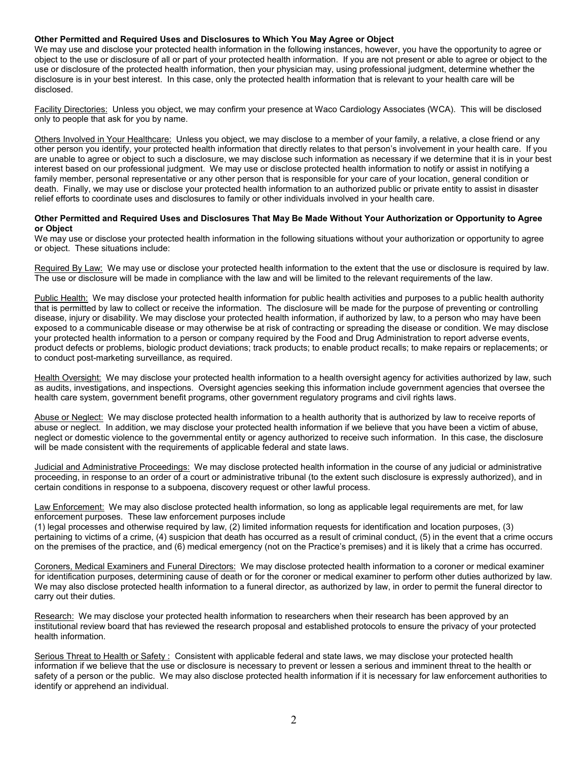**Other Permitted and Required Uses and Disclosures to Which You May Agree or Object**

We may use and disclose your protected health information in the following instances, however, you have the opportunity to agree or object to the use or disclosure of all or part of your protected health information. If you are not present or able to agree or object to the use or disclosure of the protected health information, then your physician may, using professional judgment, determine whether the disclosure is in your best interest. In this case, only the protected health information that is relevant to your health care will be disclosed.

Facility Directories: Unless you object, we may confirm your presence at Waco Cardiology Associates (WCA). This will be disclosed only to people that ask for you by name.

Others Involved in Your Healthcare: Unless you object, we may disclose to a member of your family, a relative, a close friend or any other person you identify, your protected health information that directly relates to that person's involvement in your health care. If you are unable to agree or object to such a disclosure, we may disclose such information as necessary if we determine that it is in your best interest based on our professional judgment. We may use or disclose protected health information to notify or assist in notifying a family member, personal representative or any other person that is responsible for your care of your location, general condition or death. Finally, we may use or disclose your protected health information to an authorized public or private entity to assist in disaster relief efforts to coordinate uses and disclosures to family or other individuals involved in your health care.

**Other Permitted and Required Uses and Disclosures That May Be Made Without Your Authorization or Opportunity to Agree or Object**

We may use or disclose your protected health information in the following situations without your authorization or opportunity to agree or object. These situations include:

Required By Law: We may use or disclose your protected health information to the extent that the use or disclosure is required by law. The use or disclosure will be made in compliance with the law and will be limited to the relevant requirements of the law.

Public Health: We may disclose your protected health information for public health activities and purposes to a public health authority that is permitted by law to collect or receive the information. The disclosure will be made for the purpose of preventing or controlling disease, injury or disability. We may disclose your protected health information, if authorized by law, to a person who may have been exposed to a communicable disease or may otherwise be at risk of contracting or spreading the disease or condition. We may disclose your protected health information to a person or company required by the Food and Drug Administration to report adverse events, product defects or problems, biologic product deviations; track products; to enable product recalls; to make repairs or replacements; or to conduct post-marketing surveillance, as required.

Health Oversight: We may disclose your protected health information to a health oversight agency for activities authorized by law, such as audits, investigations, and inspections. Oversight agencies seeking this information include government agencies that oversee the health care system, government benefit programs, other government regulatory programs and civil rights laws.

Abuse or Neglect: We may disclose protected health information to a health authority that is authorized by law to receive reports of abuse or neglect. In addition, we may disclose your protected health information if we believe that you have been a victim of abuse, neglect or domestic violence to the governmental entity or agency authorized to receive such information. In this case, the disclosure will be made consistent with the requirements of applicable federal and state laws.

Judicial and Administrative Proceedings: We may disclose protected health information in the course of any judicial or administrative proceeding, in response to an order of a court or administrative tribunal (to the extent such disclosure is expressly authorized), and in certain conditions in response to a subpoena, discovery request or other lawful process.

Law Enforcement: We may also disclose protected health information, so long as applicable legal requirements are met, for law enforcement purposes. These law enforcement purposes include
(1) legal processes and otherwise required by law, (2) limited information requests for identification and location purposes, (3) pertaining to victims of a crime, (4) suspicion that death has occurred as a result of criminal conduct, (5) in the event that a crime occurs on the premises of the practice, and (6) medical emergency (not on the Practice's premises) and it is likely that a crime has occurred.

Coroners, Medical Examiners and Funeral Directors: We may disclose protected health information to a coroner or medical examiner for identification purposes, determining cause of death or for the coroner or medical examiner to perform other duties authorized by law. We may also disclose protected health information to a funeral director, as authorized by law, in order to permit the funeral director to carry out their duties.

Research: We may disclose your protected health information to researchers when their research has been approved by an institutional review board that has reviewed the research proposal and established protocols to ensure the privacy of your protected health information.

Serious Threat to Health or Safety : Consistent with applicable federal and state laws, we may disclose your protected health information if we believe that the use or disclosure is necessary to prevent or lessen a serious and imminent threat to the health or safety of a person or the public. We may also disclose protected health information if it is necessary for law enforcement authorities to identify or apprehend an individual.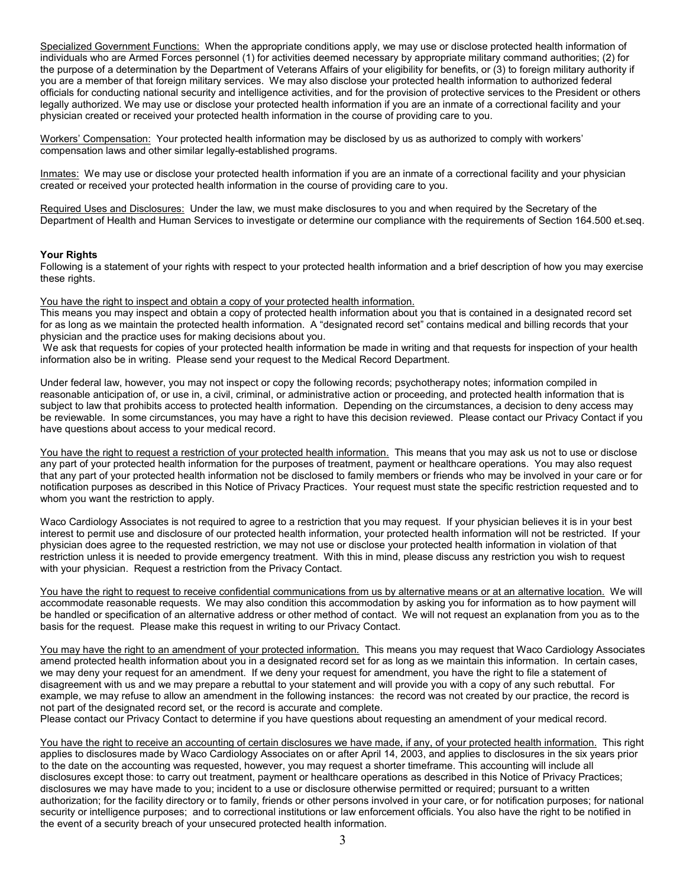Specialized Government Functions: When the appropriate conditions apply, we may use or disclose protected health information of individuals who are Armed Forces personnel (1) for activities deemed necessary by appropriate military command authorities; (2) for the purpose of a determination by the Department of Veterans Affairs of your eligibility for benefits, or (3) to foreign military authority if you are a member of that foreign military services. We may also disclose your protected health information to authorized federal officials for conducting national security and intelligence activities, and for the provision of protective services to the President or others legally authorized. We may use or disclose your protected health information if you are an inmate of a correctional facility and your physician created or received your protected health information in the course of providing care to you.

Workers' Compensation: Your protected health information may be disclosed by us as authorized to comply with workers' compensation laws and other similar legally-established programs.

Inmates: We may use or disclose your protected health information if you are an inmate of a correctional facility and your physician created or received your protected health information in the course of providing care to you.

Required Uses and Disclosures: Under the law, we must make disclosures to you and when required by the Secretary of the Department of Health and Human Services to investigate or determine our compliance with the requirements of Section 164.500 et.seq.

**Your Rights**

Following is a statement of your rights with respect to your protected health information and a brief description of how you may exercise these rights.

You have the right to inspect and obtain a copy of your protected health information.

This means you may inspect and obtain a copy of protected health information about you that is contained in a designated record set for as long as we maintain the protected health information. A "designated record set" contains medical and billing records that your physician and the practice uses for making decisions about you.

We ask that requests for copies of your protected health information be made in writing and that requests for inspection of your health information also be in writing. Please send your request to the Medical Record Department.

Under federal law, however, you may not inspect or copy the following records; psychotherapy notes; information compiled in reasonable anticipation of, or use in, a civil, criminal, or administrative action or proceeding, and protected health information that is subject to law that prohibits access to protected health information. Depending on the circumstances, a decision to deny access may be reviewable. In some circumstances, you may have a right to have this decision reviewed. Please contact our Privacy Contact if you have questions about access to your medical record.

You have the right to request a restriction of your protected health information. This means that you may ask us not to use or disclose any part of your protected health information for the purposes of treatment, payment or healthcare operations. You may also request that any part of your protected health information not be disclosed to family members or friends who may be involved in your care or for notification purposes as described in this Notice of Privacy Practices. Your request must state the specific restriction requested and to whom you want the restriction to apply.

Waco Cardiology Associates is not required to agree to a restriction that you may request. If your physician believes it is in your best interest to permit use and disclosure of our protected health information, your protected health information will not be restricted. If your physician does agree to the requested restriction, we may not use or disclose your protected health information in violation of that restriction unless it is needed to provide emergency treatment. With this in mind, please discuss any restriction you wish to request with your physician. Request a restriction from the Privacy Contact.

You have the right to request to receive confidential communications from us by alternative means or at an alternative location. We will accommodate reasonable requests. We may also condition this accommodation by asking you for information as to how payment will be handled or specification of an alternative address or other method of contact. We will not request an explanation from you as to the basis for the request. Please make this request in writing to our Privacy Contact.

You may have the right to an amendment of your protected information. This means you may request that Waco Cardiology Associates amend protected health information about you in a designated record set for as long as we maintain this information. In certain cases, we may deny your request for an amendment. If we deny your request for amendment, you have the right to file a statement of disagreement with us and we may prepare a rebuttal to your statement and will provide you with a copy of any such rebuttal. For example, we may refuse to allow an amendment in the following instances: the record was not created by our practice, the record is not part of the designated record set, or the record is accurate and complete.

Please contact our Privacy Contact to determine if you have questions about requesting an amendment of your medical record.

You have the right to receive an accounting of certain disclosures we have made, if any, of your protected health information. This right applies to disclosures made by Waco Cardiology Associates on or after April 14, 2003, and applies to disclosures in the six years prior to the date on the accounting was requested, however, you may request a shorter timeframe. This accounting will include all disclosures except those: to carry out treatment, payment or healthcare operations as described in this Notice of Privacy Practices; disclosures we may have made to you; incident to a use or disclosure otherwise permitted or required; pursuant to a written authorization; for the facility directory or to family, friends or other persons involved in your care, or for notification purposes; for national security or intelligence purposes; and to correctional institutions or law enforcement officials. You also have the right to be notified in the event of a security breach of your unsecured protected health information.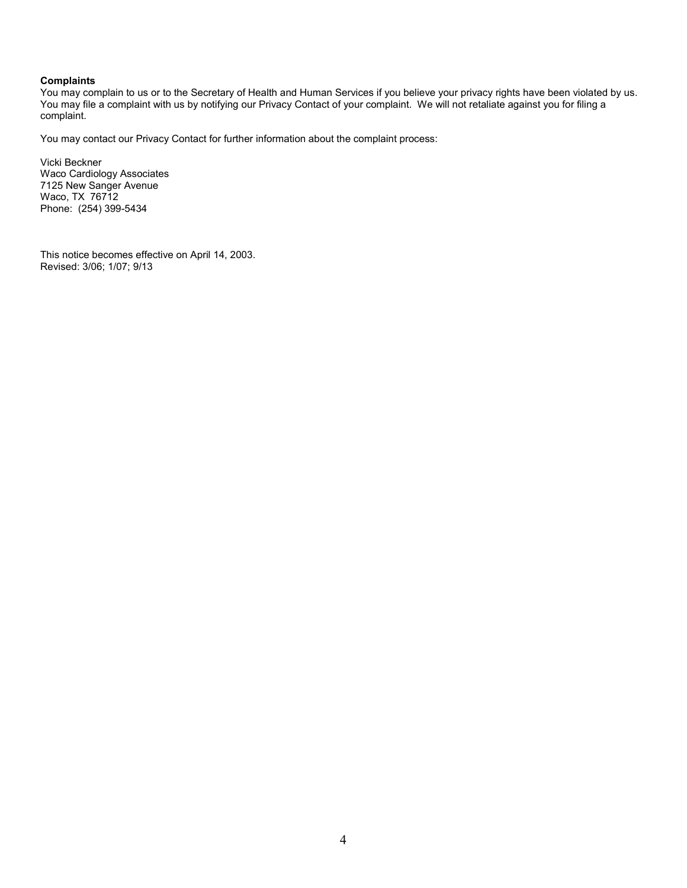**Complaints**
You may complain to us or to the Secretary of Health and Human Services if you believe your privacy rights have been violated by us. You may file a complaint with us by notifying our Privacy Contact of your complaint. We will not retaliate against you for filing a complaint.

You may contact our Privacy Contact for further information about the complaint process:

Vicki Beckner
Waco Cardiology Associates
7125 New Sanger Avenue
Waco, TX 76712
Phone: (254) 399-5434

This notice becomes effective on April 14, 2003.
Revised: 3/06; 1/07; 9/13